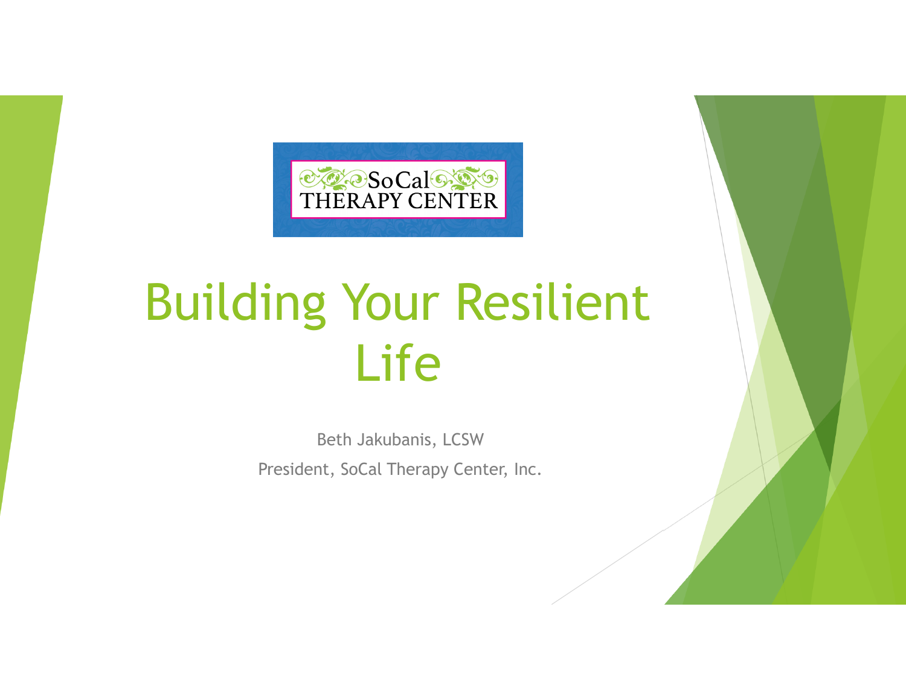SoCal THERAPY CENTER

# Building Your Resilient Life

Beth Jakubanis, LCSW

President, SoCal Therapy Center, Inc.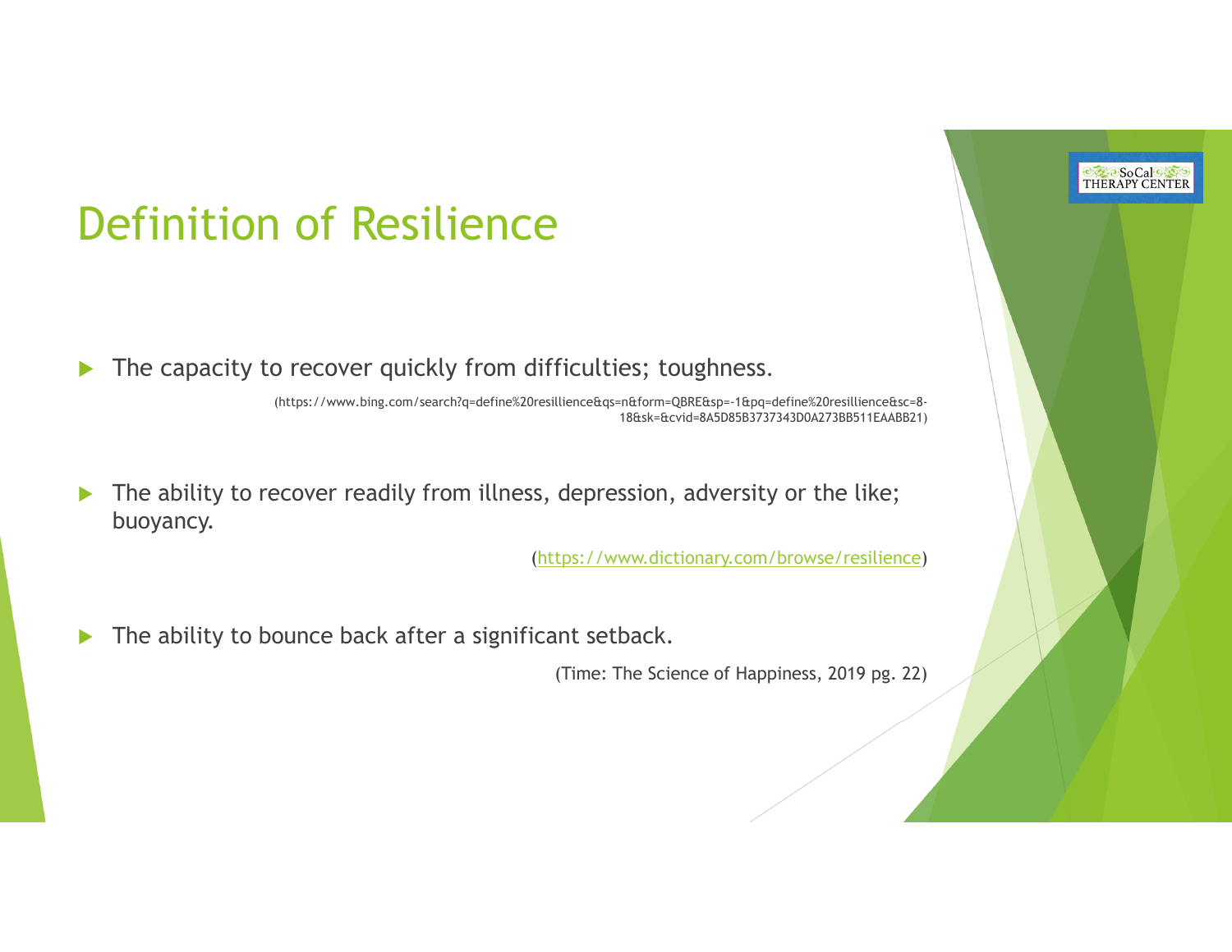# Definition of Resilience

- The capacity to recover quickly from difficulties; toughness.

(https://www.bing.com/search?q=define%20resillience&qs=n&form=QBRE&sp=-1&pq=define%20resillience&sc=8-18&sk=&cvid=8A5D85B3737343D0A273BB511EAABB21)

- The ability to recover readily from illness, depression, adversity or the like; buoyancy.

(https://www.dictionary.com/browse/resilience)

- The ability to bounce back after a significant setback.

(Time: The Science of Happiness, 2019 pg. 22)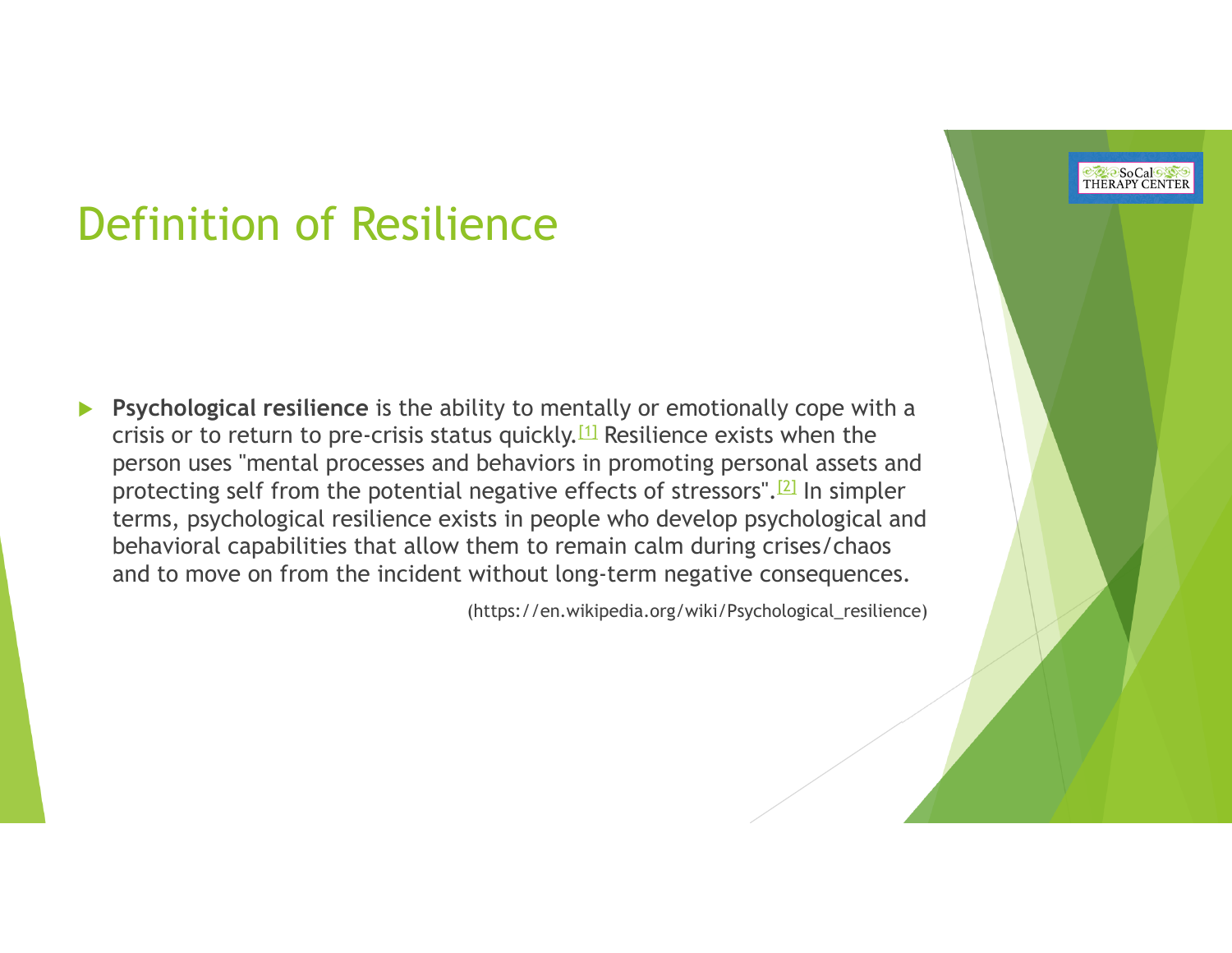# Definition of Resilience

- **Psychological resilience** is the ability to mentally or emotionally cope with a crisis or to return to pre-crisis status quickly.[1] Resilience exists when the person uses "mental processes and behaviors in promoting personal assets and protecting self from the potential negative effects of stressors".[2] In simpler terms, psychological resilience exists in people who develop psychological and behavioral capabilities that allow them to remain calm during crises/chaos and to move on from the incident without long-term negative consequences.

(https://en.wikipedia.org/wiki/Psychological_resilience)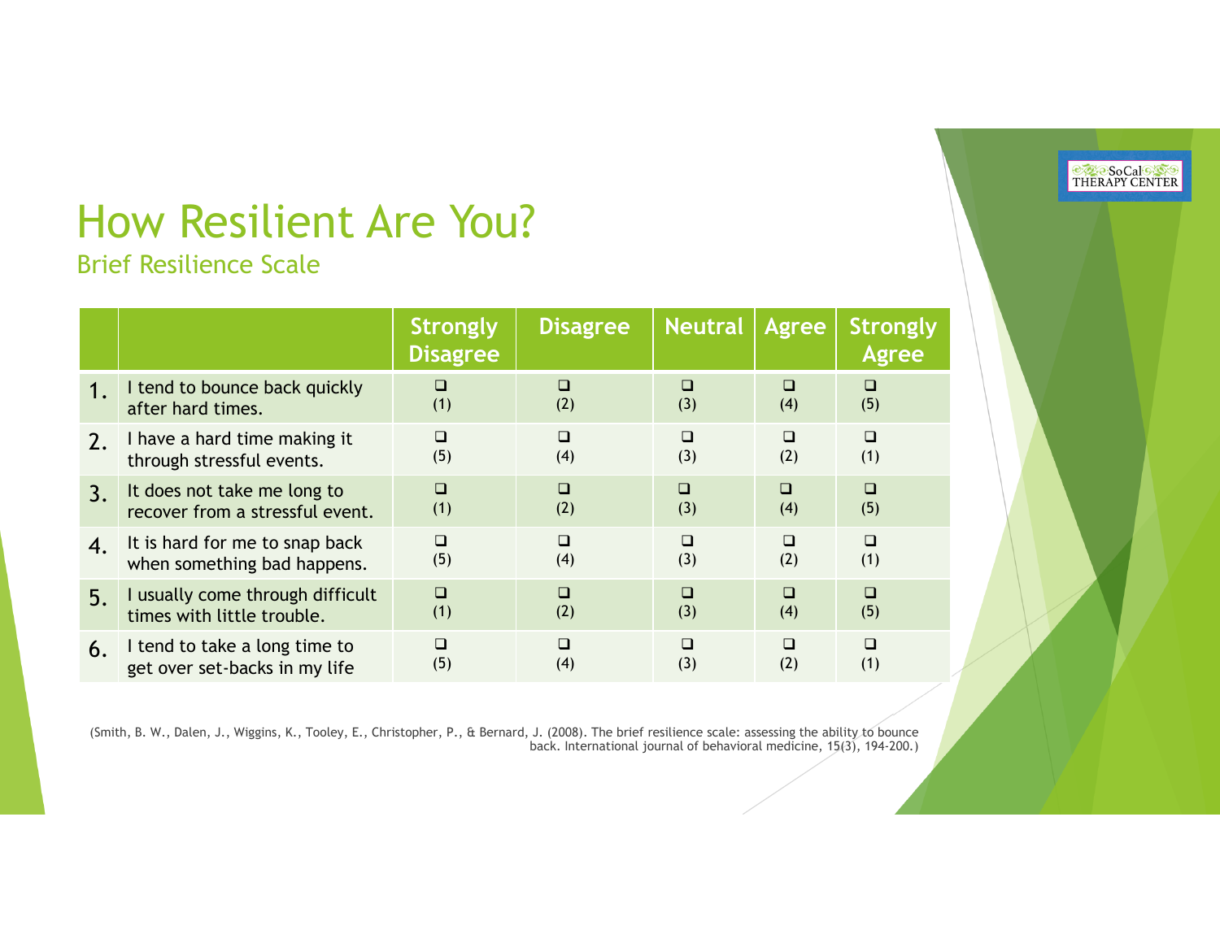# How Resilient Are You?

## Brief Resilience Scale

| | | Strongly Disagree | Disagree | Neutral | Agree | Strongly Agree |
|---|---|---|---|---|---|---|
| 1. | I tend to bounce back quickly after hard times. | ❑ (1) | ❑ (2) | ❑ (3) | ❑ (4) | ❑ (5) |
| 2. | I have a hard time making it through stressful events. | ❑ (5) | ❑ (4) | ❑ (3) | ❑ (2) | ❑ (1) |
| 3. | It does not take me long to recover from a stressful event. | ❑ (1) | ❑ (2) | ❑ (3) | ❑ (4) | ❑ (5) |
| 4. | It is hard for me to snap back when something bad happens. | ❑ (5) | ❑ (4) | ❑ (3) | ❑ (2) | ❑ (1) |
| 5. | I usually come through difficult times with little trouble. | ❑ (1) | ❑ (2) | ❑ (3) | ❑ (4) | ❑ (5) |
| 6. | I tend to take a long time to get over set-backs in my life | ❑ (5) | ❑ (4) | ❑ (3) | ❑ (2) | ❑ (1) |

(Smith, B. W., Dalen, J., Wiggins, K., Tooley, E., Christopher, P., & Bernard, J. (2008). The brief resilience scale: assessing the ability to bounce back. International journal of behavioral medicine, 15(3), 194-200.)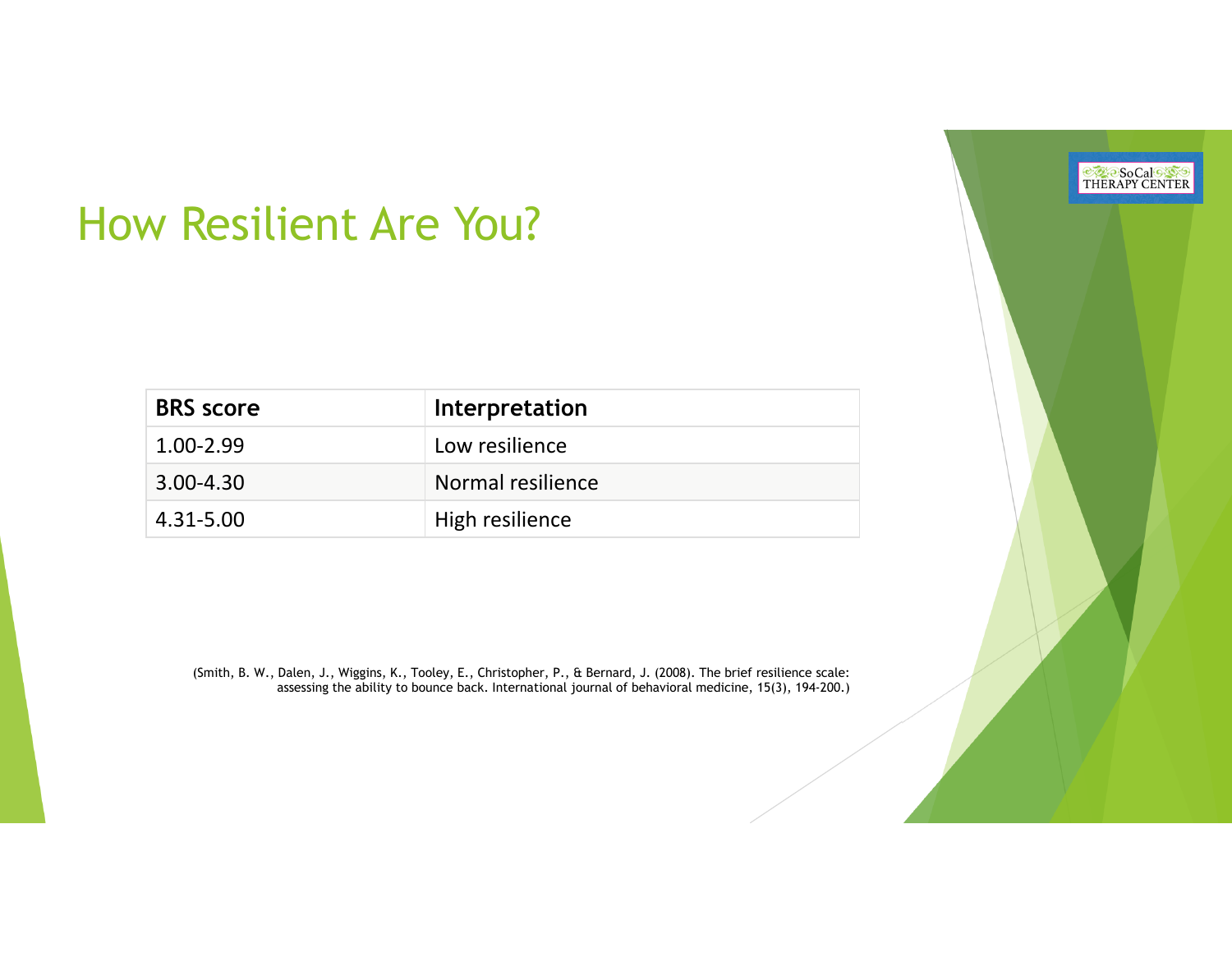# How Resilient Are You?

| BRS score | Interpretation |
| --- | --- |
| 1.00-2.99 | Low resilience |
| 3.00-4.30 | Normal resilience |
| 4.31-5.00 | High resilience |

(Smith, B. W., Dalen, J., Wiggins, K., Tooley, E., Christopher, P., & Bernard, J. (2008). The brief resilience scale: assessing the ability to bounce back. International journal of behavioral medicine, 15(3), 194-200.)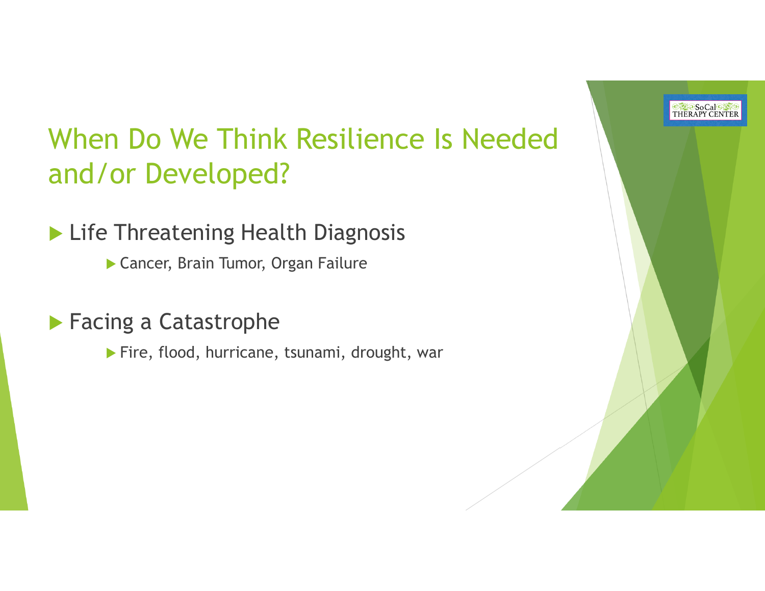# When Do We Think Resilience Is Needed and/or Developed?

- Life Threatening Health Diagnosis
  - Cancer, Brain Tumor, Organ Failure
- Facing a Catastrophe
  - Fire, flood, hurricane, tsunami, drought, war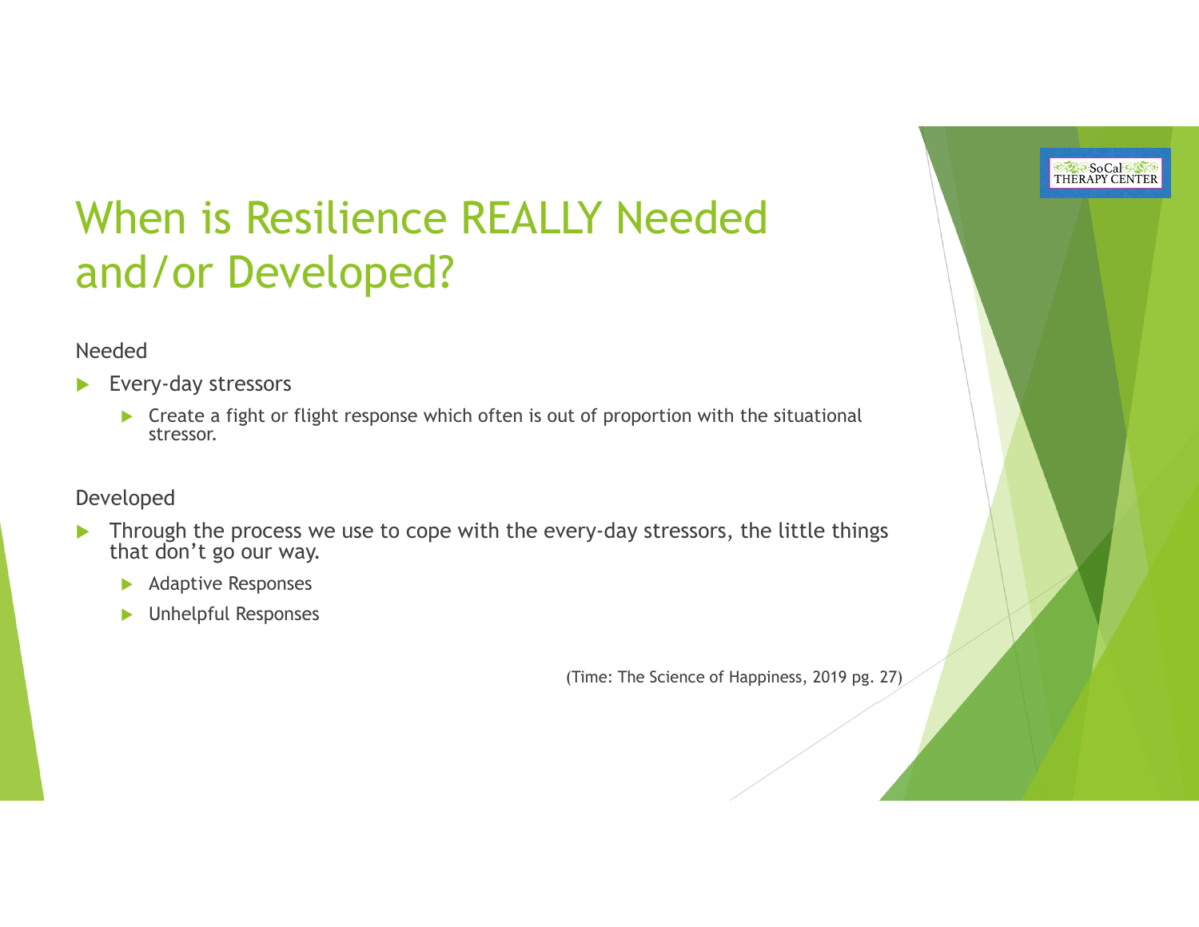# When is Resilience REALLY Needed and/or Developed?

Needed

- Every-day stressors
  - Create a fight or flight response which often is out of proportion with the situational stressor.

Developed

- Through the process we use to cope with the every-day stressors, the little things that don't go our way.
  - Adaptive Responses
  - Unhelpful Responses

(Time: The Science of Happiness, 2019 pg. 27)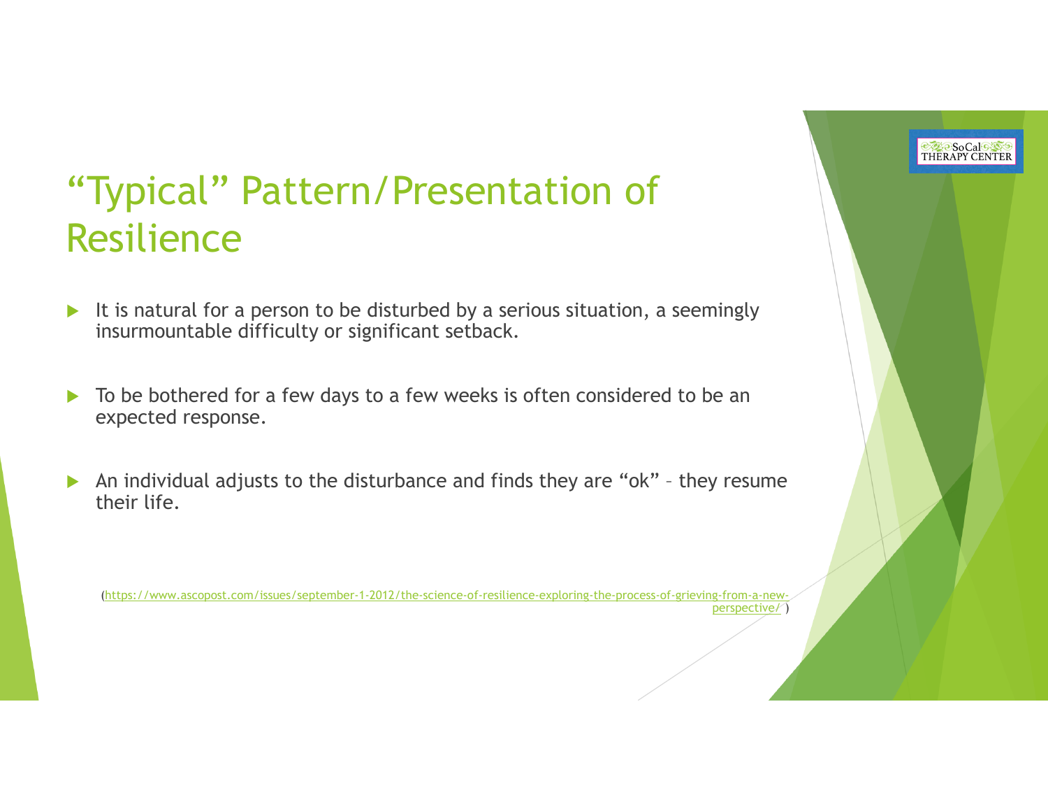# "Typical" Pattern/Presentation of Resilience

- It is natural for a person to be disturbed by a serious situation, a seemingly insurmountable difficulty or significant setback.
- To be bothered for a few days to a few weeks is often considered to be an expected response.
- An individual adjusts to the disturbance and finds they are "ok" – they resume their life.

(https://www.ascopost.com/issues/september-1-2012/the-science-of-resilience-exploring-the-process-of-grieving-from-a-new-perspective/ )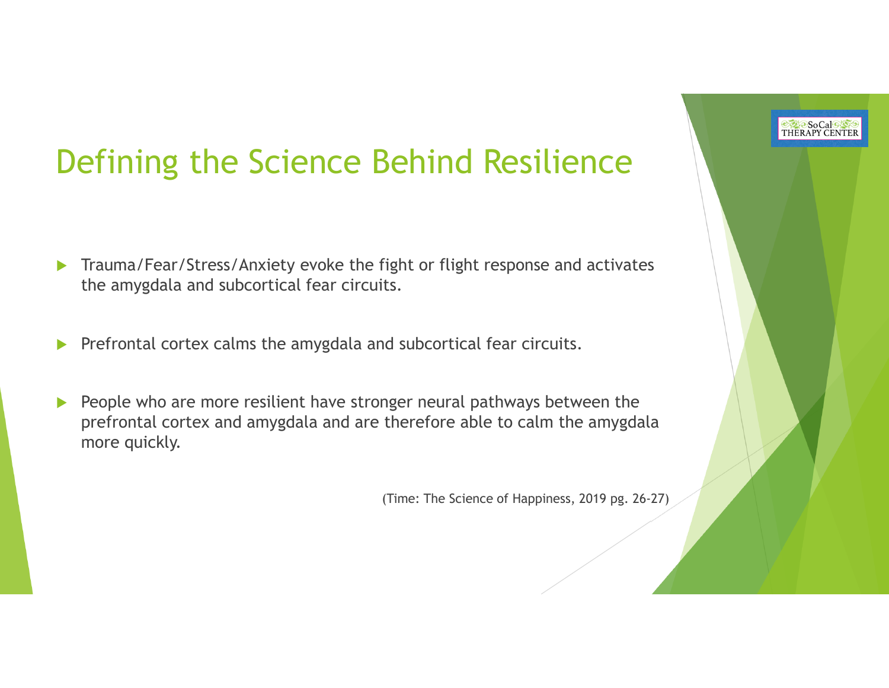# Defining the Science Behind Resilience

- Trauma/Fear/Stress/Anxiety evoke the fight or flight response and activates the amygdala and subcortical fear circuits.
- Prefrontal cortex calms the amygdala and subcortical fear circuits.
- People who are more resilient have stronger neural pathways between the prefrontal cortex and amygdala and are therefore able to calm the amygdala more quickly.

(Time: The Science of Happiness, 2019 pg. 26-27)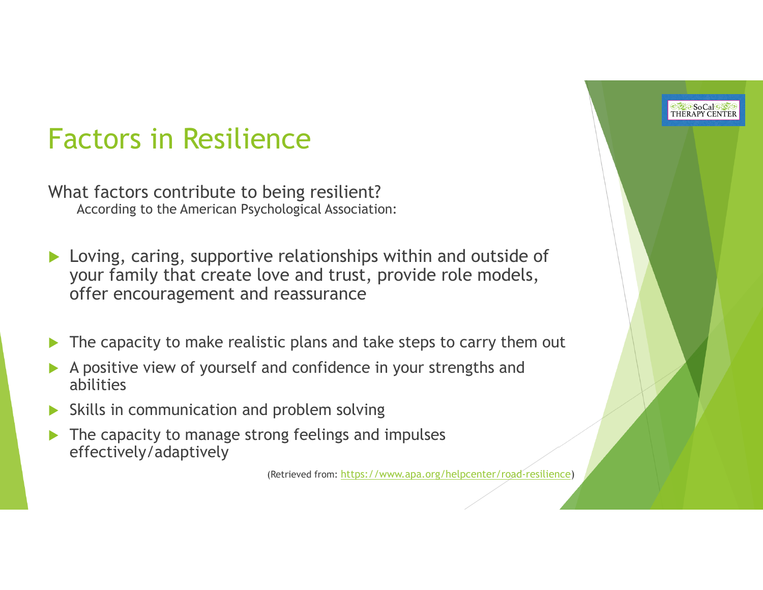# Factors in Resilience

What factors contribute to being resilient?

According to the American Psychological Association:

- Loving, caring, supportive relationships within and outside of your family that create love and trust, provide role models, offer encouragement and reassurance
- The capacity to make realistic plans and take steps to carry them out
- A positive view of yourself and confidence in your strengths and abilities
- Skills in communication and problem solving
- The capacity to manage strong feelings and impulses effectively/adaptively

(Retrieved from: https://www.apa.org/helpcenter/road-resilience)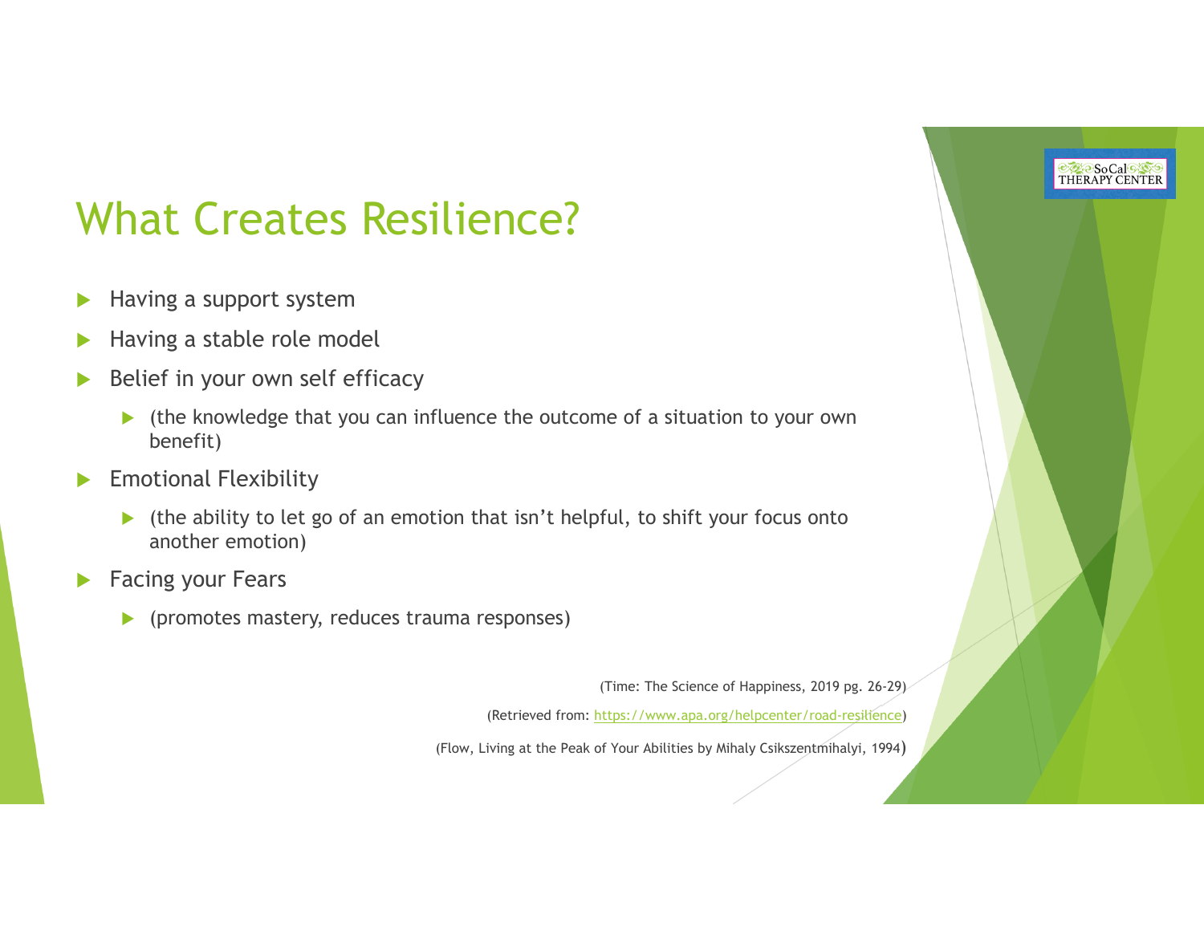# What Creates Resilience?

- Having a support system
- Having a stable role model
- Belief in your own self efficacy
  - (the knowledge that you can influence the outcome of a situation to your own benefit)
- Emotional Flexibility
  - (the ability to let go of an emotion that isn't helpful, to shift your focus onto another emotion)
- Facing your Fears
  - (promotes mastery, reduces trauma responses)

(Time: The Science of Happiness, 2019 pg. 26-29)

(Retrieved from: https://www.apa.org/helpcenter/road-resilience)

(Flow, Living at the Peak of Your Abilities by Mihaly Csikszentmihalyi, 1994)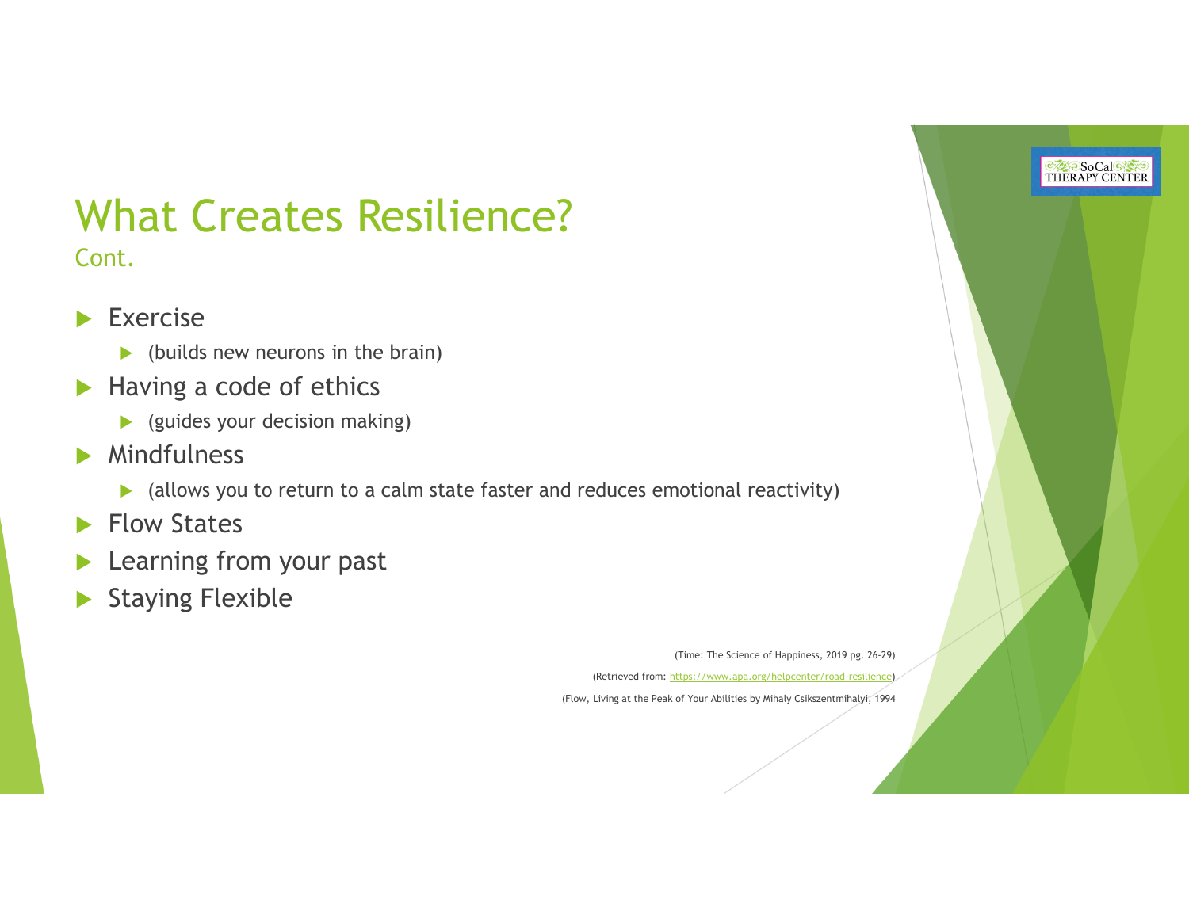# What Creates Resilience?

## Cont.

- Exercise
  - (builds new neurons in the brain)
- Having a code of ethics
  - (guides your decision making)
- Mindfulness
  - (allows you to return to a calm state faster and reduces emotional reactivity)
- Flow States
- Learning from your past
- Staying Flexible

(Time: The Science of Happiness, 2019 pg. 26-29)

(Retrieved from: https://www.apa.org/helpcenter/road-resilience)

(Flow, Living at the Peak of Your Abilities by Mihaly Csikszentmihalyi, 1994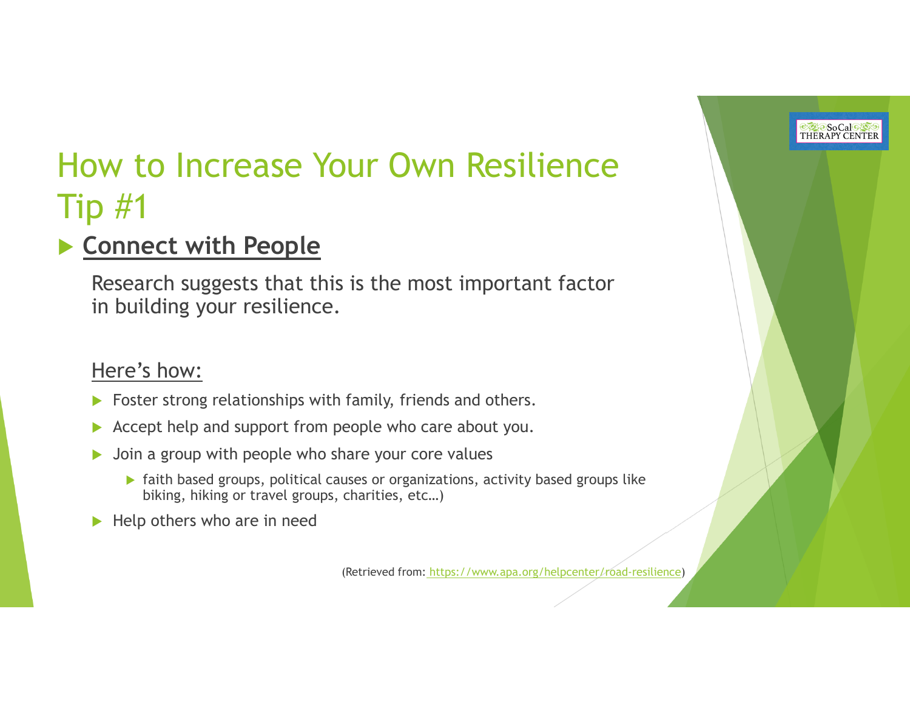# How to Increase Your Own Resilience Tip #1

- **Connect with People**

  Research suggests that this is the most important factor in building your resilience.

  Here's how:

- Foster strong relationships with family, friends and others.
- Accept help and support from people who care about you.
- Join a group with people who share your core values
  - faith based groups, political causes or organizations, activity based groups like biking, hiking or travel groups, charities, etc…)
- Help others who are in need

(Retrieved from: https://www.apa.org/helpcenter/road-resilience)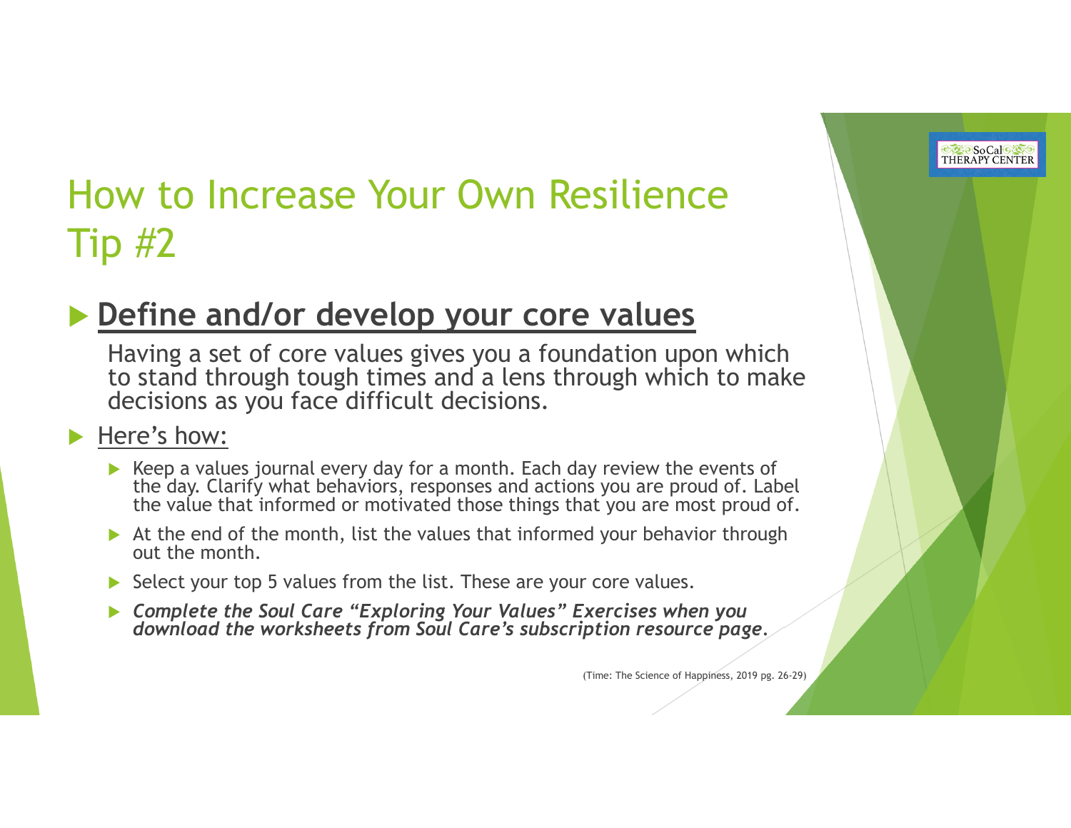# How to Increase Your Own Resilience Tip #2

- **Define and/or develop your core values**

  Having a set of core values gives you a foundation upon which to stand through tough times and a lens through which to make decisions as you face difficult decisions.

- Here's how:
  - Keep a values journal every day for a month. Each day review the events of the day. Clarify what behaviors, responses and actions you are proud of. Label the value that informed or motivated those things that you are most proud of.
  - At the end of the month, list the values that informed your behavior through out the month.
  - Select your top 5 values from the list. These are your core values.
  - ***Complete the Soul Care "Exploring Your Values" Exercises when you download the worksheets from Soul Care's subscription resource page.***

(Time: The Science of Happiness, 2019 pg. 26-29)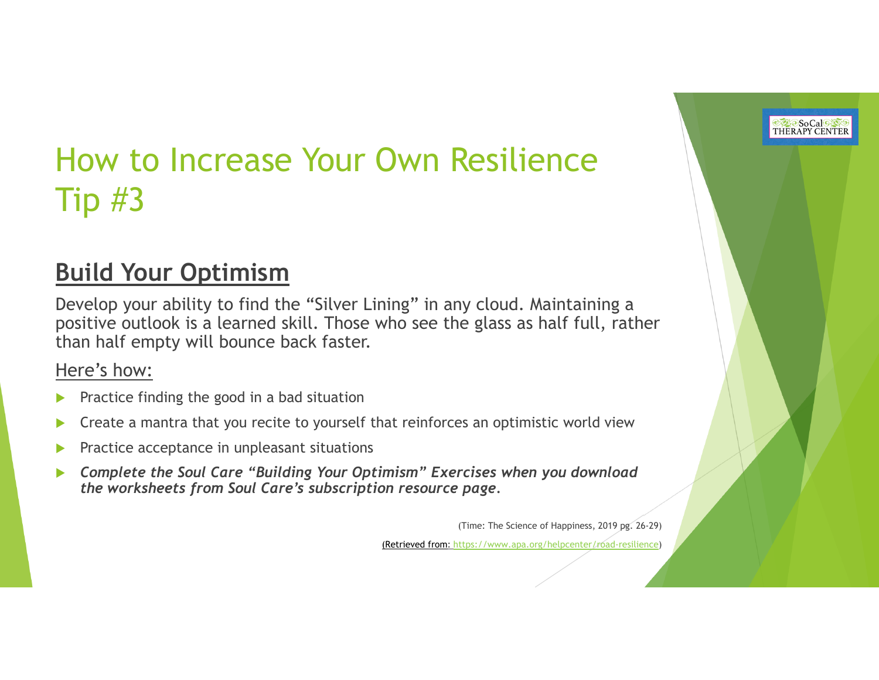# How to Increase Your Own Resilience Tip #3

## Build Your Optimism

Develop your ability to find the "Silver Lining" in any cloud. Maintaining a positive outlook is a learned skill. Those who see the glass as half full, rather than half empty will bounce back faster.

Here's how:

- Practice finding the good in a bad situation
- Create a mantra that you recite to yourself that reinforces an optimistic world view
- Practice acceptance in unpleasant situations
- ***Complete the Soul Care "Building Your Optimism" Exercises when you download the worksheets from Soul Care's subscription resource page.***

(Time: The Science of Happiness, 2019 pg. 26-29)

(Retrieved from: https://www.apa.org/helpcenter/road-resilience)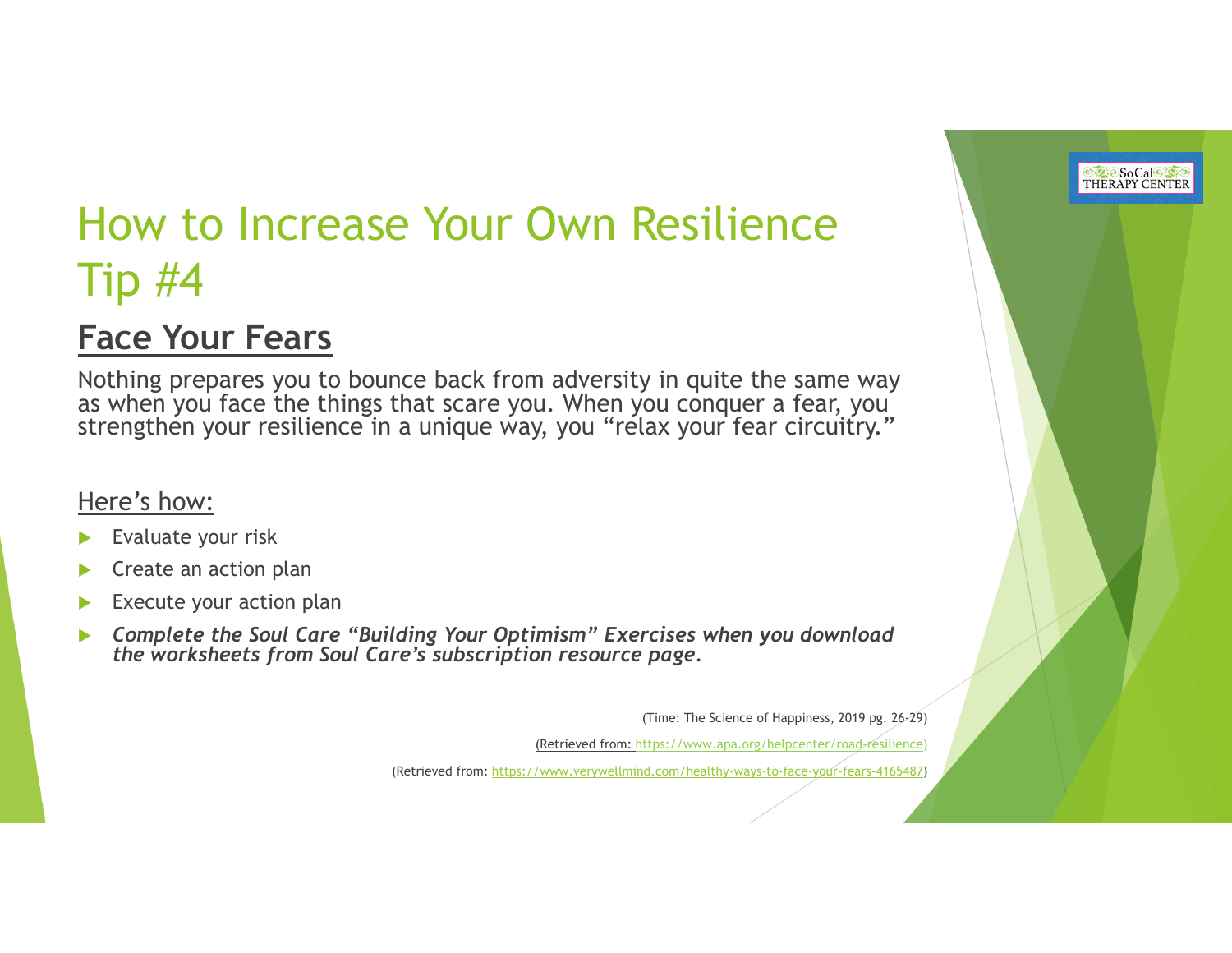# How to Increase Your Own Resilience Tip #4

## Face Your Fears

Nothing prepares you to bounce back from adversity in quite the same way as when you face the things that scare you. When you conquer a fear, you strengthen your resilience in a unique way, you “relax your fear circuitry.”

Here’s how:

- Evaluate your risk
- Create an action plan
- Execute your action plan
- ***Complete the Soul Care “Building Your Optimism” Exercises when you download the worksheets from Soul Care’s subscription resource page.***

(Time: The Science of Happiness, 2019 pg. 26-29)

(Retrieved from: https://www.apa.org/helpcenter/road-resilience)

(Retrieved from: https://www.verywellmind.com/healthy-ways-to-face-your-fears-4165487)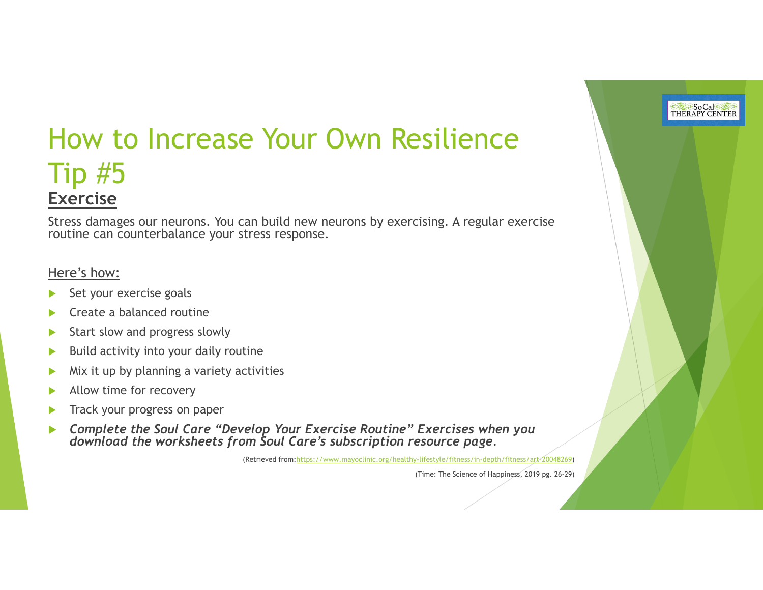# How to Increase Your Own Resilience Tip #5

## Exercise

Stress damages our neurons. You can build new neurons by exercising. A regular exercise routine can counterbalance your stress response.

Here's how:

- Set your exercise goals
- Create a balanced routine
- Start slow and progress slowly
- Build activity into your daily routine
- Mix it up by planning a variety activities
- Allow time for recovery
- Track your progress on paper
- ***Complete the Soul Care "Develop Your Exercise Routine" Exercises when you download the worksheets from Soul Care's subscription resource page.***

(Retrieved from: https://www.mayoclinic.org/healthy-lifestyle/fitness/in-depth/fitness/art-20048269)

(Time: The Science of Happiness, 2019 pg. 26-29)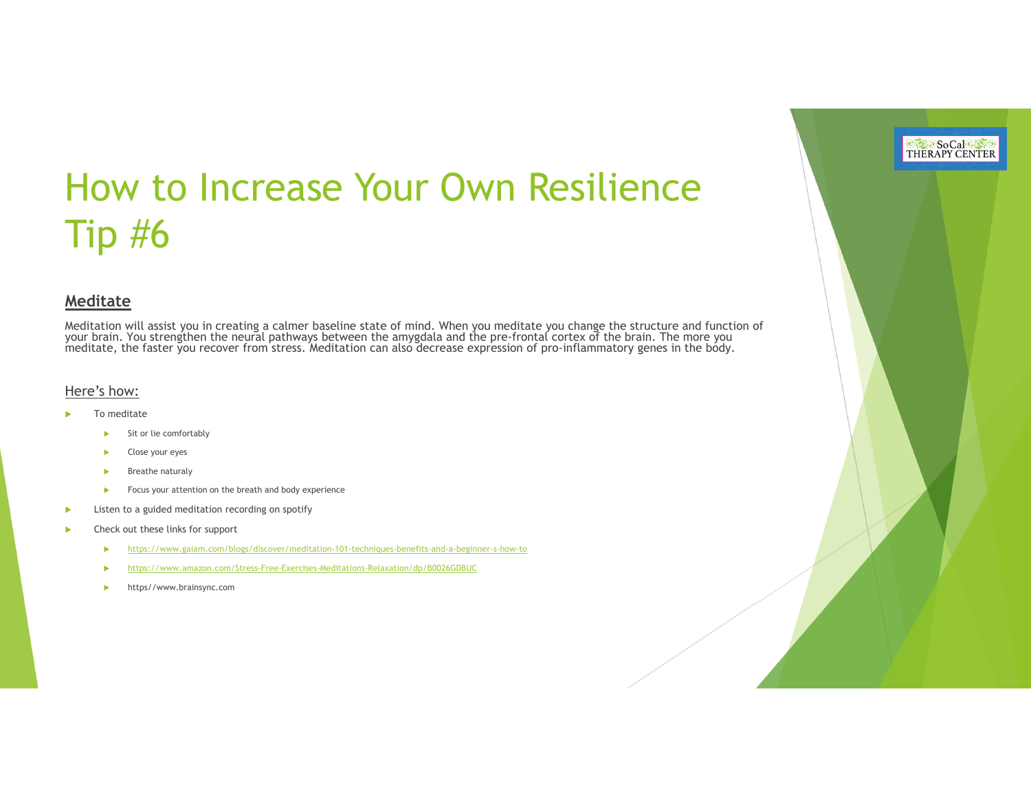# How to Increase Your Own Resilience Tip #6

SoCal THERAPY CENTER

**Meditate**

Meditation will assist you in creating a calmer baseline state of mind. When you meditate you change the structure and function of your brain. You strengthen the neural pathways between the amygdala and the pre-frontal cortex of the brain. The more you meditate, the faster you recover from stress. Meditation can also decrease expression of pro-inflammatory genes in the body.

Here's how:

- To meditate
  - Sit or lie comfortably
  - Close your eyes
  - Breathe naturaly
  - Focus your attention on the breath and body experience
- Listen to a guided meditation recording on spotify
- Check out these links for support
  - https://www.gaiam.com/blogs/discover/meditation-101-techniques-benefits-and-a-beginner-s-how-to
  - https://www.amazon.com/Stress-Free-Exercises-Meditations-Relaxation/dp/B0026GDBUC
  - https//www.brainsync.com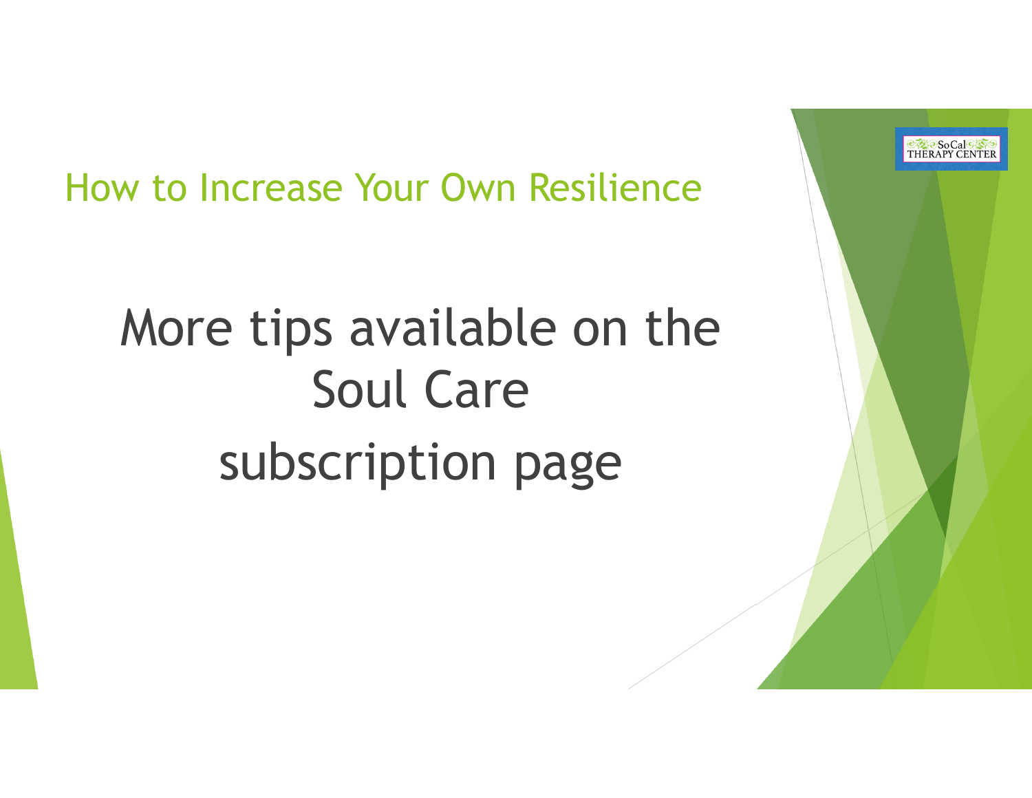## How to Increase Your Own Resilience

# More tips available on the Soul Care subscription page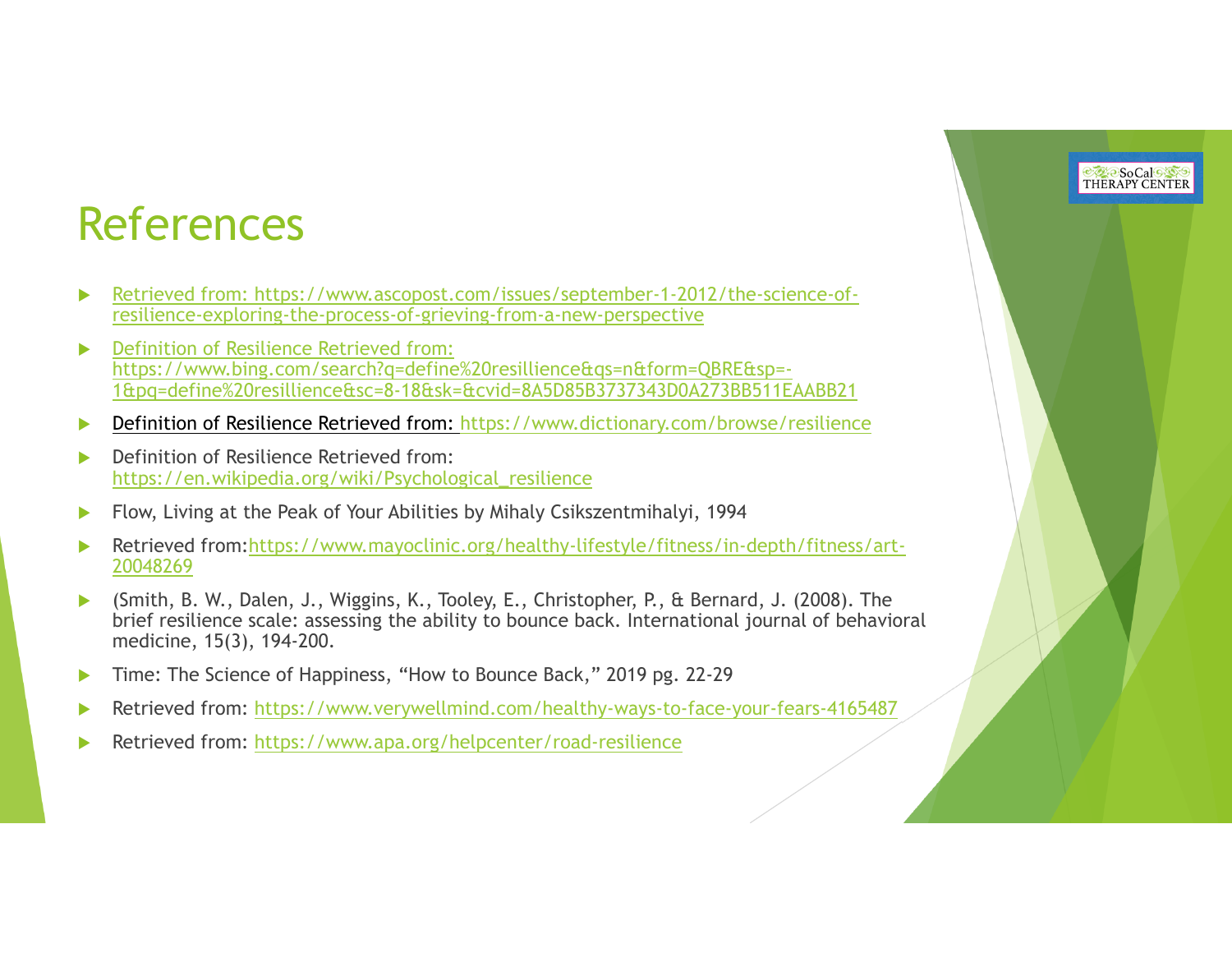# References

- Retrieved from: https://www.ascopost.com/issues/september-1-2012/the-science-of-resilience-exploring-the-process-of-grieving-from-a-new-perspective
- Definition of Resilience Retrieved from: https://www.bing.com/search?q=define%20resillience&qs=n&form=QBRE&sp=-1&pq=define%20resillience&sc=8-18&sk=&cvid=8A5D85B3737343D0A273BB511EAABB21
- Definition of Resilience Retrieved from: https://www.dictionary.com/browse/resilience
- Definition of Resilience Retrieved from: https://en.wikipedia.org/wiki/Psychological_resilience
- Flow, Living at the Peak of Your Abilities by Mihaly Csikszentmihalyi, 1994
- Retrieved from:https://www.mayoclinic.org/healthy-lifestyle/fitness/in-depth/fitness/art-20048269
- (Smith, B. W., Dalen, J., Wiggins, K., Tooley, E., Christopher, P., & Bernard, J. (2008). The brief resilience scale: assessing the ability to bounce back. International journal of behavioral medicine, 15(3), 194-200.
- Time: The Science of Happiness, "How to Bounce Back," 2019 pg. 22-29
- Retrieved from: https://www.verywellmind.com/healthy-ways-to-face-your-fears-4165487
- Retrieved from: https://www.apa.org/helpcenter/road-resilience